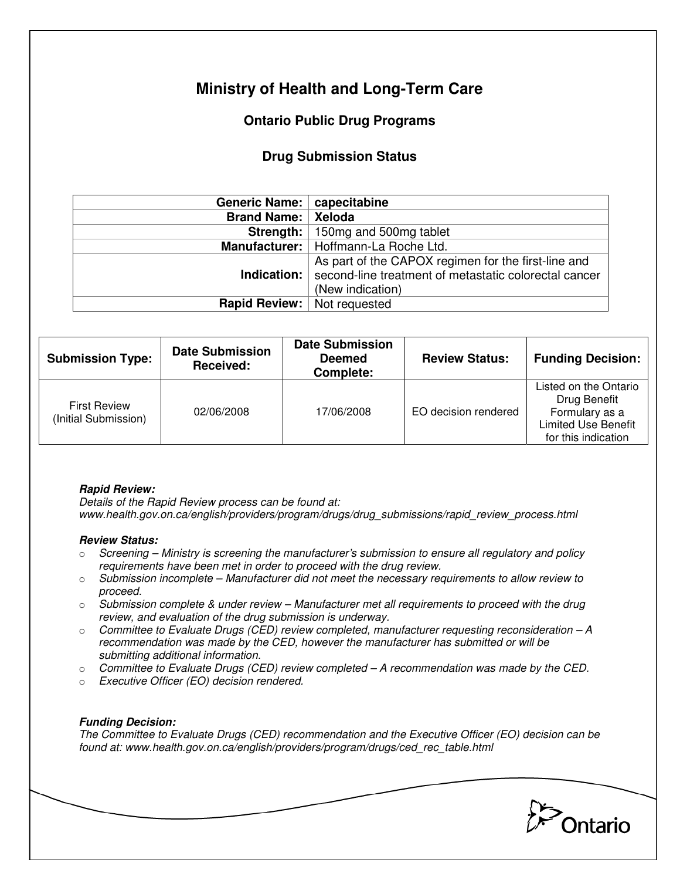# Ministry of Health and Long-Term Care

## Ontario Public Drug Programs

### Drug Submission Status

| | |
|---|---|
| **Generic Name:** | **capecitabine** |
| **Brand Name:** | **Xeloda** |
| **Strength:** | 150mg and 500mg tablet |
| **Manufacturer:** | Hoffmann-La Roche Ltd. |
| **Indication:** | As part of the CAPOX regimen for the first-line and second-line treatment of metastatic colorectal cancer (New indication) |
| **Rapid Review:** | Not requested |

| Submission Type: | Date Submission Received: | Date Submission Deemed Complete: | Review Status: | Funding Decision: |
|---|---|---|---|---|
| First Review (Initial Submission) | 02/06/2008 | 17/06/2008 | EO decision rendered | Listed on the Ontario Drug Benefit Formulary as a Limited Use Benefit for this indication |

***Rapid Review:***
*Details of the Rapid Review process can be found at:*
*www.health.gov.on.ca/english/providers/program/drugs/drug_submissions/rapid_review_process.html*

***Review Status:***

- *Screening – Ministry is screening the manufacturer's submission to ensure all regulatory and policy requirements have been met in order to proceed with the drug review.*
- *Submission incomplete – Manufacturer did not meet the necessary requirements to allow review to proceed.*
- *Submission complete & under review – Manufacturer met all requirements to proceed with the drug review, and evaluation of the drug submission is underway.*
- *Committee to Evaluate Drugs (CED) review completed, manufacturer requesting reconsideration – A recommendation was made by the CED, however the manufacturer has submitted or will be submitting additional information.*
- *Committee to Evaluate Drugs (CED) review completed – A recommendation was made by the CED.*
- *Executive Officer (EO) decision rendered.*

***Funding Decision:***
*The Committee to Evaluate Drugs (CED) recommendation and the Executive Officer (EO) decision can be found at: www.health.gov.on.ca/english/providers/program/drugs/ced_rec_table.html*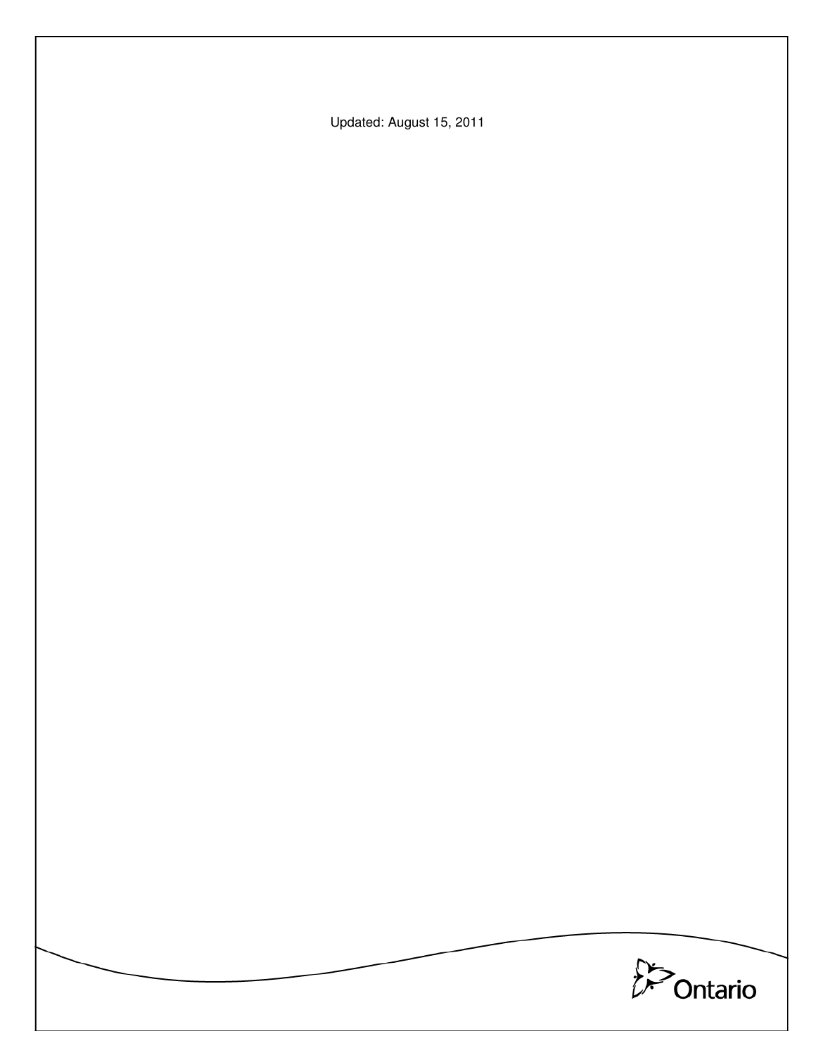Updated: August 15, 2011